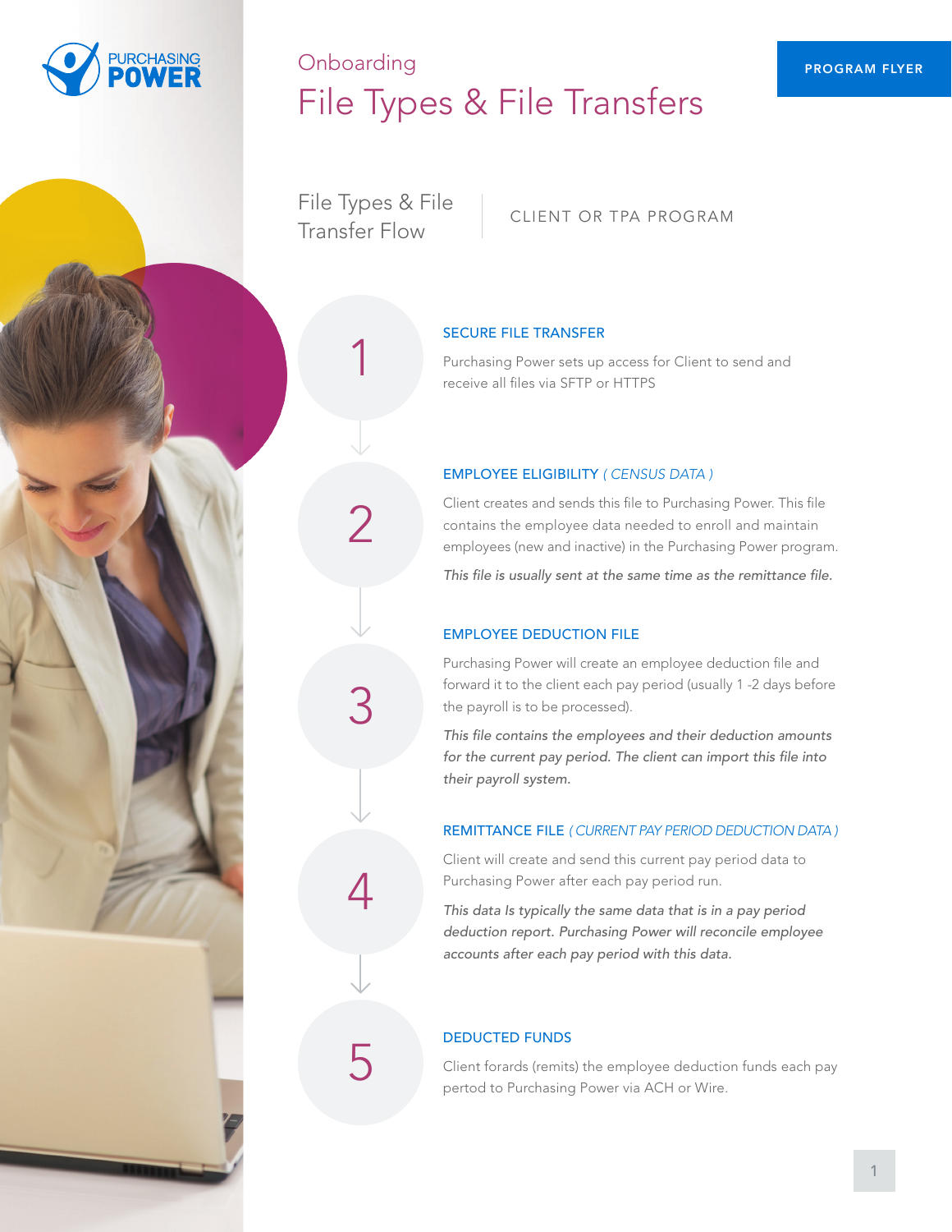# Onboarding

# File Types & File Transfers

PROGRAM FLYER

## File Types & File Transfer Flow

CLIENT OR TPA PROGRAM

### 1. SECURE FILE TRANSFER

Purchasing Power sets up access for Client to send and receive all files via SFTP or HTTPS

### 2. EMPLOYEE ELIGIBILITY *( CENSUS DATA )*

Client creates and sends this file to Purchasing Power. This file contains the employee data needed to enroll and maintain employees (new and inactive) in the Purchasing Power program.

*This file is usually sent at the same time as the remittance file.*

### 3. EMPLOYEE DEDUCTION FILE

Purchasing Power will create an employee deduction file and forward it to the client each pay period (usually 1 -2 days before the payroll is to be processed).

*This file contains the employees and their deduction amounts for the current pay period. The client can import this file into their payroll system.*

### 4. REMITTANCE FILE *( CURRENT PAY PERIOD DEDUCTION DATA )*

Client will create and send this current pay period data to Purchasing Power after each pay period run.

*This data Is typically the same data that is in a pay period deduction report. Purchasing Power will reconcile employee accounts after each pay period with this data.*

### 5. DEDUCTED FUNDS

Client forards (remits) the employee deduction funds each pay pertod to Purchasing Power via ACH or Wire.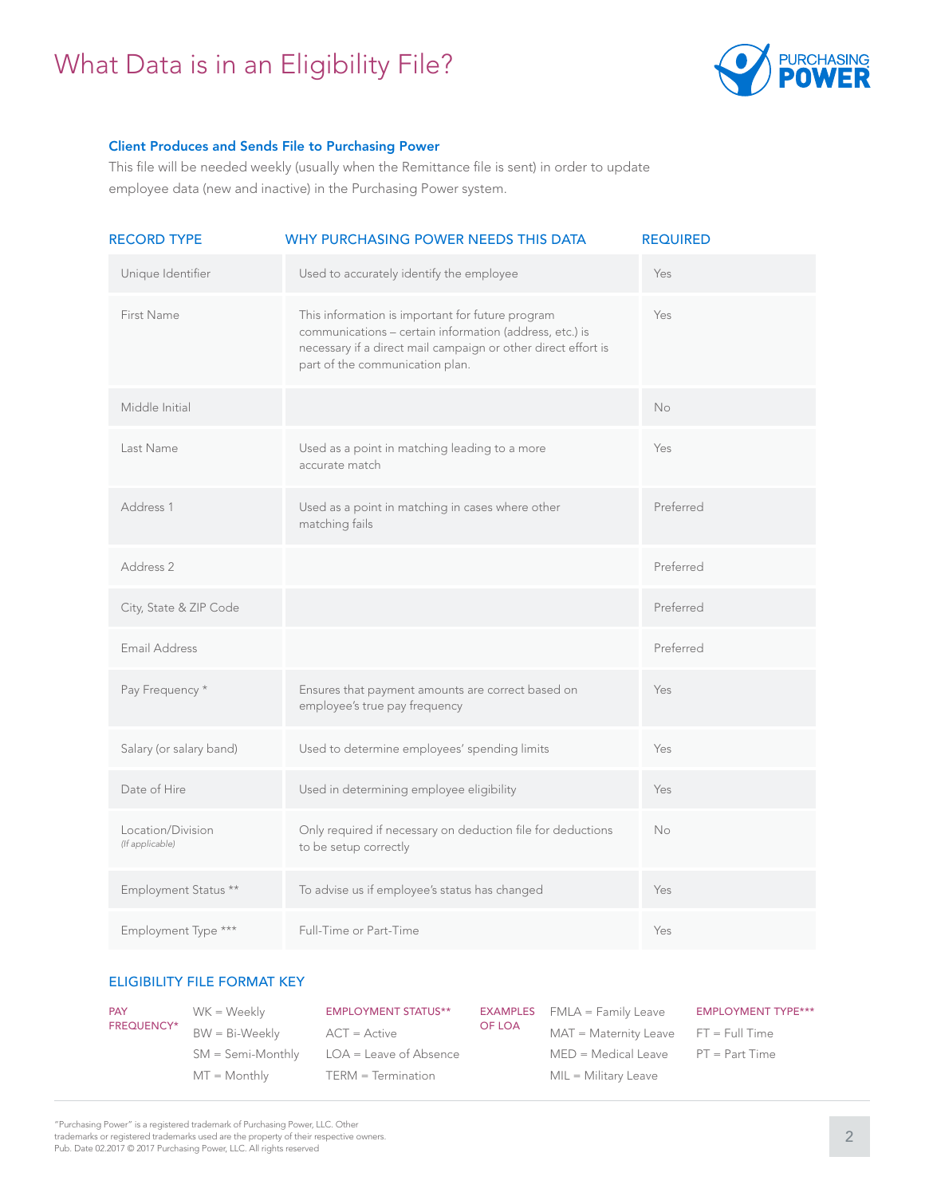# What Data is in an Eligibility File?

### Client Produces and Sends File to Purchasing Power

This file will be needed weekly (usually when the Remittance file is sent) in order to update employee data (new and inactive) in the Purchasing Power system.

| RECORD TYPE | WHY PURCHASING POWER NEEDS THIS DATA | REQUIRED |
|---|---|---|
| Unique Identifier | Used to accurately identify the employee | Yes |
| First Name | This information is important for future program communications – certain information (address, etc.) is necessary if a direct mail campaign or other direct effort is part of the communication plan. | Yes |
| Middle Initial | | No |
| Last Name | Used as a point in matching leading to a more accurate match | Yes |
| Address 1 | Used as a point in matching in cases where other matching fails | Preferred |
| Address 2 | | Preferred |
| City, State & ZIP Code | | Preferred |
| Email Address | | Preferred |
| Pay Frequency * | Ensures that payment amounts are correct based on employee's true pay frequency | Yes |
| Salary (or salary band) | Used to determine employees' spending limits | Yes |
| Date of Hire | Used in determining employee eligibility | Yes |
| Location/Division *(If applicable)* | Only required if necessary on deduction file for deductions to be setup correctly | No |
| Employment Status ** | To advise us if employee's status has changed | Yes |
| Employment Type *** | Full-Time or Part-Time | Yes |

### ELIGIBILITY FILE FORMAT KEY

**PAY FREQUENCY***
- WK = Weekly
- BW = Bi-Weekly
- SM = Semi-Monthly
- MT = Monthly

**EMPLOYMENT STATUS****
- ACT = Active
- LOA = Leave of Absence
- TERM = Termination

**EXAMPLES OF LOA**
- FMLA = Family Leave
- MAT = Maternity Leave
- MED = Medical Leave
- MIL = Military Leave

**EMPLOYMENT TYPE*****
- FT = Full Time
- PT = Part Time

"Purchasing Power" is a registered trademark of Purchasing Power, LLC. Other trademarks or registered trademarks used are the property of their respective owners.
Pub. Date 02.2017 © 2017 Purchasing Power, LLC. All rights reserved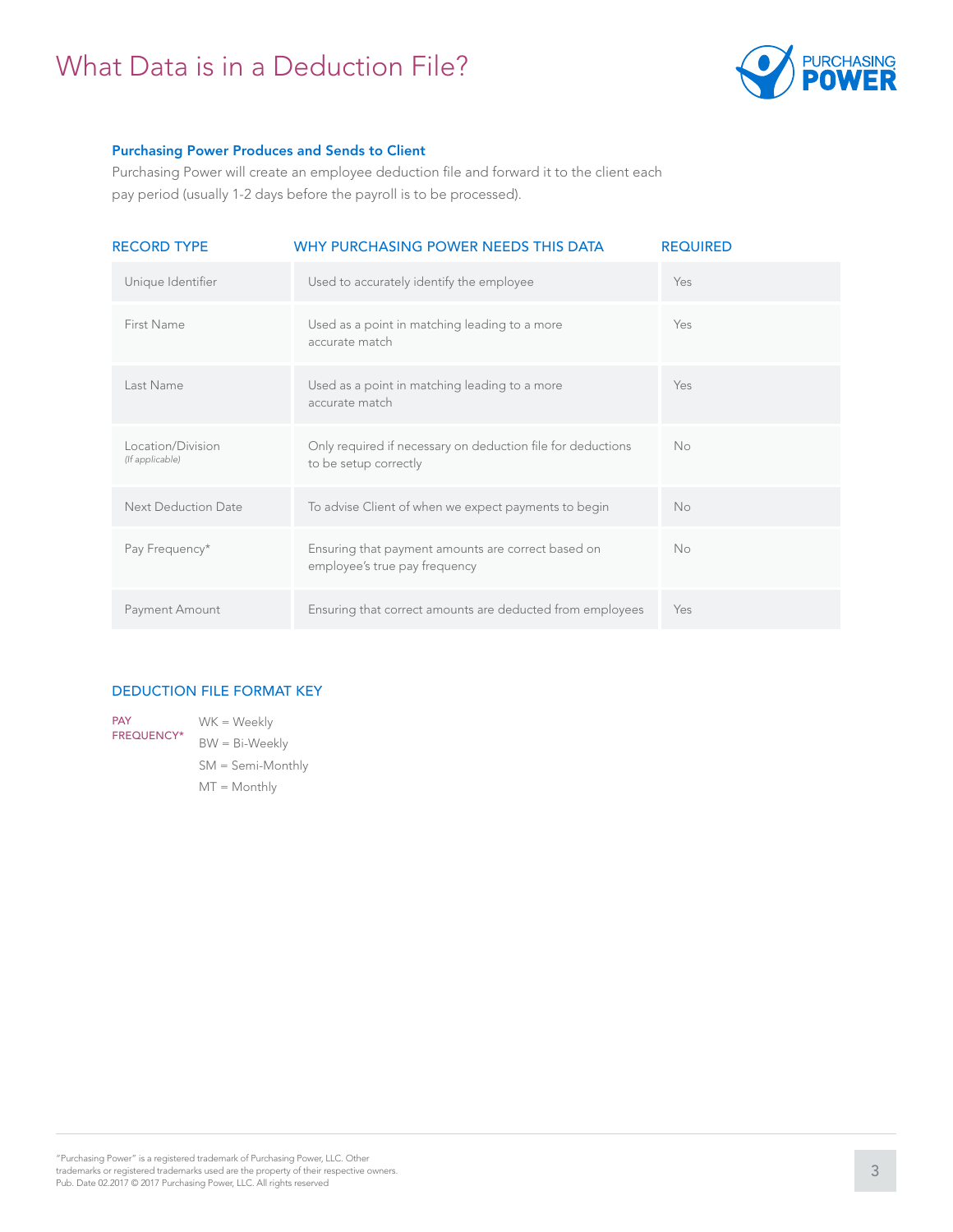# What Data is in a Deduction File?

### Purchasing Power Produces and Sends to Client

Purchasing Power will create an employee deduction file and forward it to the client each pay period (usually 1-2 days before the payroll is to be processed).

| RECORD TYPE | WHY PURCHASING POWER NEEDS THIS DATA | REQUIRED |
| --- | --- | --- |
| Unique Identifier | Used to accurately identify the employee | Yes |
| First Name | Used as a point in matching leading to a more accurate match | Yes |
| Last Name | Used as a point in matching leading to a more accurate match | Yes |
| Location/Division *(If applicable)* | Only required if necessary on deduction file for deductions to be setup correctly | No |
| Next Deduction Date | To advise Client of when we expect payments to begin | No |
| Pay Frequency* | Ensuring that payment amounts are correct based on employee's true pay frequency | No |
| Payment Amount | Ensuring that correct amounts are deducted from employees | Yes |

### DEDUCTION FILE FORMAT KEY

**PAY FREQUENCY***

- WK = Weekly
- BW = Bi-Weekly
- SM = Semi-Monthly
- MT = Monthly

"Purchasing Power" is a registered trademark of Purchasing Power, LLC. Other trademarks or registered trademarks used are the property of their respective owners.
Pub. Date 02.2017 © 2017 Purchasing Power, LLC. All rights reserved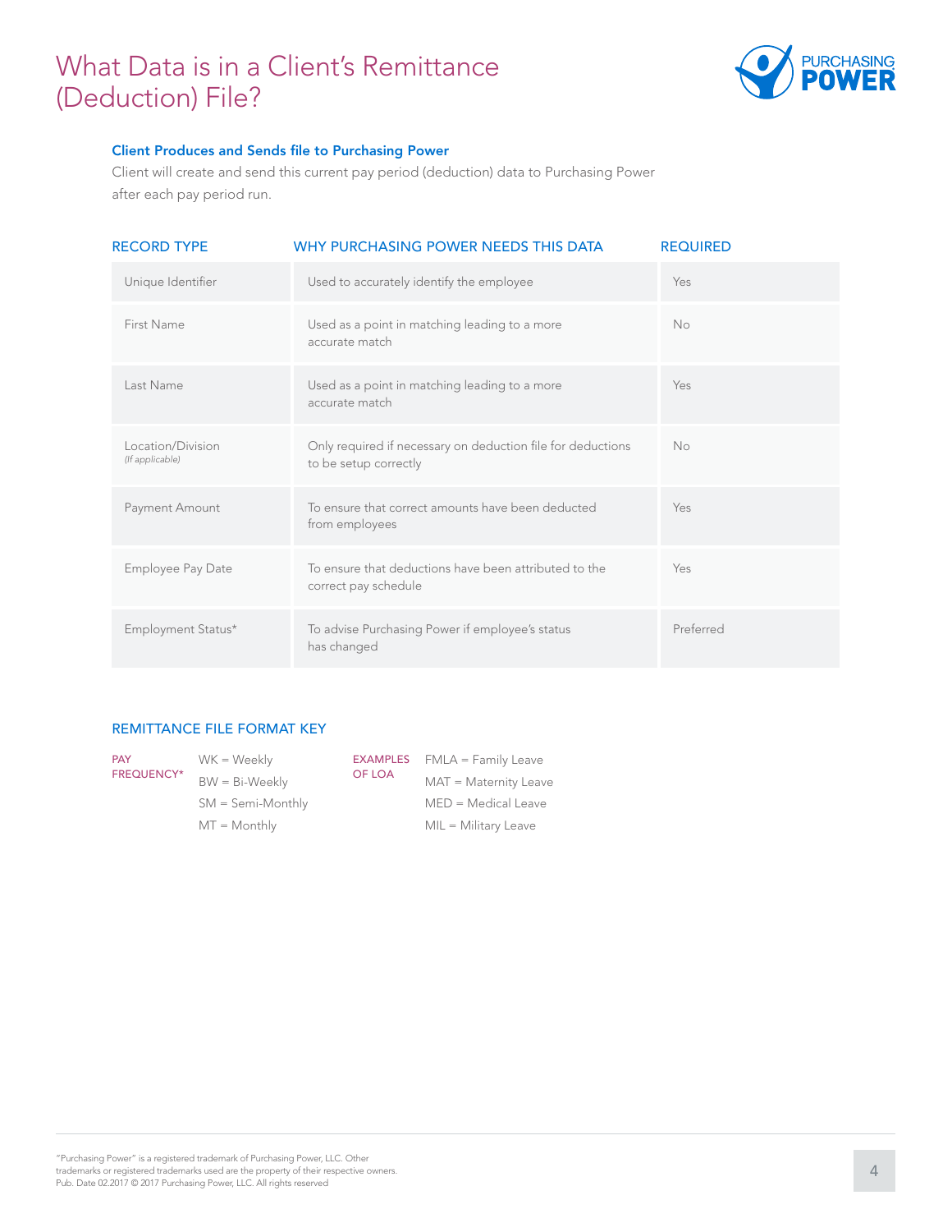# What Data is in a Client's Remittance (Deduction) File?

### Client Produces and Sends file to Purchasing Power

Client will create and send this current pay period (deduction) data to Purchasing Power after each pay period run.

| RECORD TYPE | WHY PURCHASING POWER NEEDS THIS DATA | REQUIRED |
|---|---|---|
| Unique Identifier | Used to accurately identify the employee | Yes |
| First Name | Used as a point in matching leading to a more accurate match | No |
| Last Name | Used as a point in matching leading to a more accurate match | Yes |
| Location/Division *(If applicable)* | Only required if necessary on deduction file for deductions to be setup correctly | No |
| Payment Amount | To ensure that correct amounts have been deducted from employees | Yes |
| Employee Pay Date | To ensure that deductions have been attributed to the correct pay schedule | Yes |
| Employment Status* | To advise Purchasing Power if employee's status has changed | Preferred |

### REMITTANCE FILE FORMAT KEY

**PAY FREQUENCY***
- WK = Weekly
- BW = Bi-Weekly
- SM = Semi-Monthly
- MT = Monthly

**EXAMPLES OF LOA**
- FMLA = Family Leave
- MAT = Maternity Leave
- MED = Medical Leave
- MIL = Military Leave

"Purchasing Power" is a registered trademark of Purchasing Power, LLC. Other trademarks or registered trademarks used are the property of their respective owners. Pub. Date 02.2017 © 2017 Purchasing Power, LLC. All rights reserved